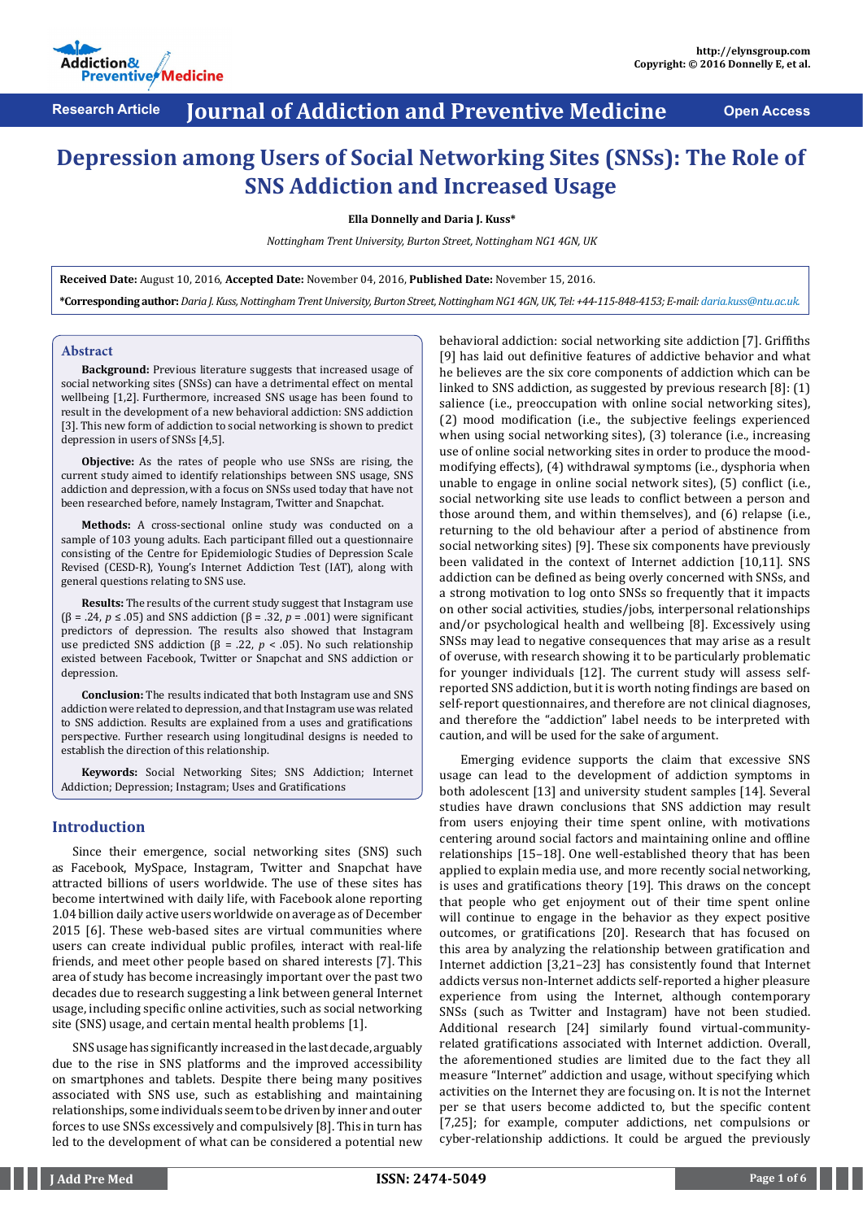Research Article

# Journal of Addiction and Preventive Medicine

Open Access

# Depression among Users of Social Networking Sites (SNSs): The Role of SNS Addiction and Increased Usage

**Ella Donnelly and Daria J. Kuss***

*Nottingham Trent University, Burton Street, Nottingham NG1 4GN, UK*

**Received Date:** August 10, 2016, **Accepted Date:** November 04, 2016, **Published Date:** November 15, 2016.

***Corresponding author:** *Daria J. Kuss, Nottingham Trent University, Burton Street, Nottingham NG1 4GN, UK, Tel: +44-115-848-4153; E-mail: daria.kuss@ntu.ac.uk.*

## Abstract

**Background:** Previous literature suggests that increased usage of social networking sites (SNSs) can have a detrimental effect on mental wellbeing [1,2]. Furthermore, increased SNS usage has been found to result in the development of a new behavioral addiction: SNS addiction [3]. This new form of addiction to social networking is shown to predict depression in users of SNSs [4,5].

**Objective:** As the rates of people who use SNSs are rising, the current study aimed to identify relationships between SNS usage, SNS addiction and depression, with a focus on SNSs used today that have not been researched before, namely Instagram, Twitter and Snapchat.

**Methods:** A cross-sectional online study was conducted on a sample of 103 young adults. Each participant filled out a questionnaire consisting of the Centre for Epidemiologic Studies of Depression Scale Revised (CESD-R), Young's Internet Addiction Test (IAT), along with general questions relating to SNS use.

**Results:** The results of the current study suggest that Instagram use ($\beta = .24$, $p \leq .05$) and SNS addiction ($\beta = .32$, $p = .001$) were significant predictors of depression. The results also showed that Instagram use predicted SNS addiction ($\beta = .22$, $p < .05$). No such relationship existed between Facebook, Twitter or Snapchat and SNS addiction or depression.

**Conclusion:** The results indicated that both Instagram use and SNS addiction were related to depression, and that Instagram use was related to SNS addiction. Results are explained from a uses and gratifications perspective. Further research using longitudinal designs is needed to establish the direction of this relationship.

**Keywords:** Social Networking Sites; SNS Addiction; Internet Addiction; Depression; Instagram; Uses and Gratifications

## Introduction

Since their emergence, social networking sites (SNS) such as Facebook, MySpace, Instagram, Twitter and Snapchat have attracted billions of users worldwide. The use of these sites has become intertwined with daily life, with Facebook alone reporting 1.04 billion daily active users worldwide on average as of December 2015 [6]. These web-based sites are virtual communities where users can create individual public profiles, interact with real-life friends, and meet other people based on shared interests [7]. This area of study has become increasingly important over the past two decades due to research suggesting a link between general Internet usage, including specific online activities, such as social networking site (SNS) usage, and certain mental health problems [1].

SNS usage has significantly increased in the last decade, arguably due to the rise in SNS platforms and the improved accessibility on smartphones and tablets. Despite there being many positives associated with SNS use, such as establishing and maintaining relationships, some individuals seem to be driven by inner and outer forces to use SNSs excessively and compulsively [8]. This in turn has led to the development of what can be considered a potential new behavioral addiction: social networking site addiction [7]. Griffiths [9] has laid out definitive features of addictive behavior and what he believes are the six core components of addiction which can be linked to SNS addiction, as suggested by previous research [8]: (1) salience (i.e., preoccupation with online social networking sites), (2) mood modification (i.e., the subjective feelings experienced when using social networking sites), (3) tolerance (i.e., increasing use of online social networking sites in order to produce the mood-modifying effects), (4) withdrawal symptoms (i.e., dysphoria when unable to engage in online social network sites), (5) conflict (i.e., social networking site use leads to conflict between a person and those around them, and within themselves), and (6) relapse (i.e., returning to the old behaviour after a period of abstinence from social networking sites) [9]. These six components have previously been validated in the context of Internet addiction [10,11]. SNS addiction can be defined as being overly concerned with SNSs, and a strong motivation to log onto SNSs so frequently that it impacts on other social activities, studies/jobs, interpersonal relationships and/or psychological health and wellbeing [8]. Excessively using SNSs may lead to negative consequences that may arise as a result of overuse, with research showing it to be particularly problematic for younger individuals [12]. The current study will assess self-reported SNS addiction, but it is worth noting findings are based on self-report questionnaires, and therefore are not clinical diagnoses, and therefore the "addiction" label needs to be interpreted with caution, and will be used for the sake of argument.

Emerging evidence supports the claim that excessive SNS usage can lead to the development of addiction symptoms in both adolescent [13] and university student samples [14]. Several studies have drawn conclusions that SNS addiction may result from users enjoying their time spent online, with motivations centering around social factors and maintaining online and offline relationships [15–18]. One well-established theory that has been applied to explain media use, and more recently social networking, is uses and gratifications theory [19]. This draws on the concept that people who get enjoyment out of their time spent online will continue to engage in the behavior as they expect positive outcomes, or gratifications [20]. Research that has focused on this area by analyzing the relationship between gratification and Internet addiction [3,21–23] has consistently found that Internet addicts versus non-Internet addicts self-reported a higher pleasure experience from using the Internet, although contemporary SNSs (such as Twitter and Instagram) have not been studied. Additional research [24] similarly found virtual-community-related gratifications associated with Internet addiction. Overall, the aforementioned studies are limited due to the fact they all measure "Internet" addiction and usage, without specifying which activities on the Internet they are focusing on. It is not the Internet per se that users become addicted to, but the specific content [7,25]; for example, computer addictions, net compulsions or cyber-relationship addictions. It could be argued the previously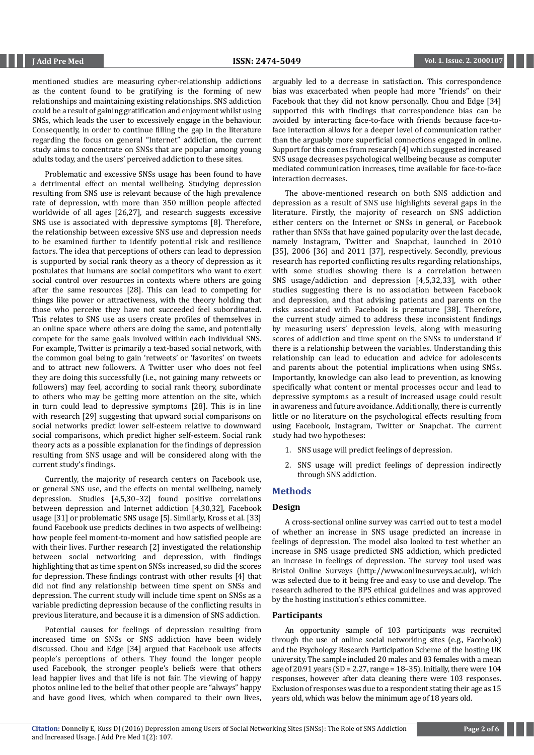mentioned studies are measuring cyber-relationship addictions as the content found to be gratifying is the forming of new relationships and maintaining existing relationships. SNS addiction could be a result of gaining gratification and enjoyment whilst using SNSs, which leads the user to excessively engage in the behaviour. Consequently, in order to continue filling the gap in the literature regarding the focus on general "Internet" addiction, the current study aims to concentrate on SNSs that are popular among young adults today, and the users' perceived addiction to these sites.

Problematic and excessive SNSs usage has been found to have a detrimental effect on mental wellbeing. Studying depression resulting from SNS use is relevant because of the high prevalence rate of depression, with more than 350 million people affected worldwide of all ages [26,27], and research suggests excessive SNS use is associated with depressive symptoms [8]. Therefore, the relationship between excessive SNS use and depression needs to be examined further to identify potential risk and resilience factors. The idea that perceptions of others can lead to depression is supported by social rank theory as a theory of depression as it postulates that humans are social competitors who want to exert social control over resources in contexts where others are going after the same resources [28]. This can lead to competing for things like power or attractiveness, with the theory holding that those who perceive they have not succeeded feel subordinated. This relates to SNS use as users create profiles of themselves in an online space where others are doing the same, and potentially compete for the same goals involved within each individual SNS. For example, Twitter is primarily a text-based social network, with the common goal being to gain 'retweets' or 'favorites' on tweets and to attract new followers. A Twitter user who does not feel they are doing this successfully (i.e., not gaining many retweets or followers) may feel, according to social rank theory, subordinate to others who may be getting more attention on the site, which in turn could lead to depressive symptoms [28]. This is in line with research [29] suggesting that upward social comparisons on social networks predict lower self-esteem relative to downward social comparisons, which predict higher self-esteem. Social rank theory acts as a possible explanation for the findings of depression resulting from SNS usage and will be considered along with the current study's findings.

Currently, the majority of research centers on Facebook use, or general SNS use, and the effects on mental wellbeing, namely depression. Studies [4,5,30–32] found positive correlations between depression and Internet addiction [4,30,32], Facebook usage [31] or problematic SNS usage [5]. Similarly, Kross et al. [33] found Facebook use predicts declines in two aspects of wellbeing: how people feel moment-to-moment and how satisfied people are with their lives. Further research [2] investigated the relationship between social networking and depression, with findings highlighting that as time spent on SNSs increased, so did the scores for depression. These findings contrast with other results [4] that did not find any relationship between time spent on SNSs and depression. The current study will include time spent on SNSs as a variable predicting depression because of the conflicting results in previous literature, and because it is a dimension of SNS addiction.

Potential causes for feelings of depression resulting from increased time on SNSs or SNS addiction have been widely discussed. Chou and Edge [34] argued that Facebook use affects people's perceptions of others. They found the longer people used Facebook, the stronger people's beliefs were that others lead happier lives and that life is not fair. The viewing of happy photos online led to the belief that other people are "always" happy and have good lives, which when compared to their own lives, arguably led to a decrease in satisfaction. This correspondence bias was exacerbated when people had more "friends" on their Facebook that they did not know personally. Chou and Edge [34] supported this with findings that correspondence bias can be avoided by interacting face-to-face with friends because face-to-face interaction allows for a deeper level of communication rather than the arguably more superficial connections engaged in online. Support for this comes from research [4] which suggested increased SNS usage decreases psychological wellbeing because as computer mediated communication increases, time available for face-to-face interaction decreases.

The above-mentioned research on both SNS addiction and depression as a result of SNS use highlights several gaps in the literature. Firstly, the majority of research on SNS addiction either centers on the Internet or SNSs in general, or Facebook rather than SNSs that have gained popularity over the last decade, namely Instagram, Twitter and Snapchat, launched in 2010 [35], 2006 [36] and 2011 [37], respectively. Secondly, previous research has reported conflicting results regarding relationships, with some studies showing there is a correlation between SNS usage/addiction and depression [4,5,32,33], with other studies suggesting there is no association between Facebook and depression, and that advising patients and parents on the risks associated with Facebook is premature [38]. Therefore, the current study aimed to address these inconsistent findings by measuring users' depression levels, along with measuring scores of addiction and time spent on the SNSs to understand if there is a relationship between the variables. Understanding this relationship can lead to education and advice for adolescents and parents about the potential implications when using SNSs. Importantly, knowledge can also lead to prevention, as knowing specifically what content or mental processes occur and lead to depressive symptoms as a result of increased usage could result in awareness and future avoidance. Additionally, there is currently little or no literature on the psychological effects resulting from using Facebook, Instagram, Twitter or Snapchat. The current study had two hypotheses:

1. SNS usage will predict feelings of depression.
2. SNS usage will predict feelings of depression indirectly through SNS addiction.

## Methods

### Design

A cross-sectional online survey was carried out to test a model of whether an increase in SNS usage predicted an increase in feelings of depression. The model also looked to test whether an increase in SNS usage predicted SNS addiction, which predicted an increase in feelings of depression. The survey tool used was Bristol Online Surveys (http://www.onlinesurveys.ac.uk), which was selected due to it being free and easy to use and develop. The research adhered to the BPS ethical guidelines and was approved by the hosting institution's ethics committee.

### Participants

An opportunity sample of 103 participants was recruited through the use of online social networking sites (e.g., Facebook) and the Psychology Research Participation Scheme of the hosting UK university. The sample included 20 males and 83 females with a mean age of 20.91 years (SD = 2.27, range = 18–35). Initially, there were 104 responses, however after data cleaning there were 103 responses. Exclusion of responses was due to a respondent stating their age as 15 years old, which was below the minimum age of 18 years old.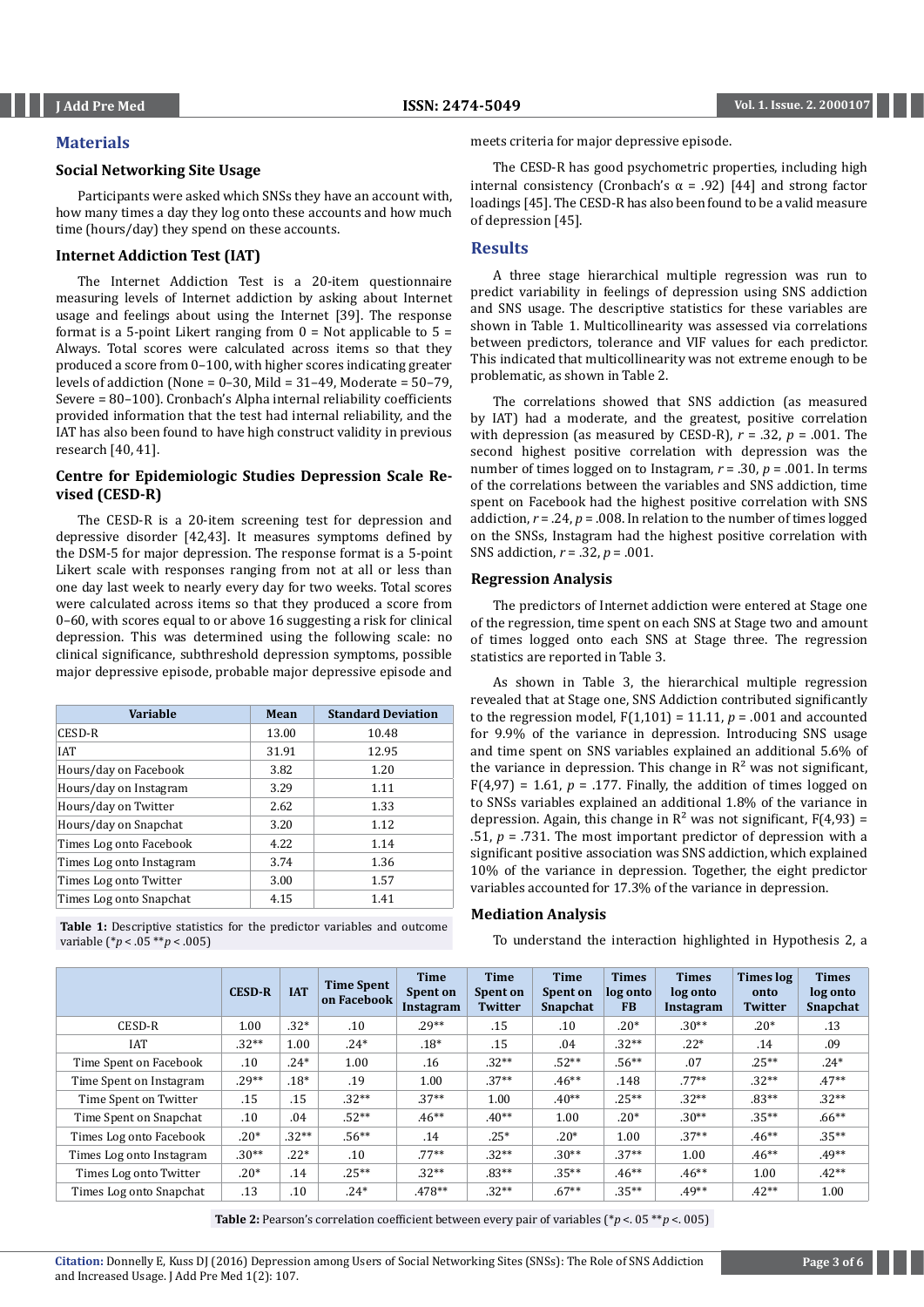## Materials

### Social Networking Site Usage

Participants were asked which SNSs they have an account with, how many times a day they log onto these accounts and how much time (hours/day) they spend on these accounts.

### Internet Addiction Test (IAT)

The Internet Addiction Test is a 20-item questionnaire measuring levels of Internet addiction by asking about Internet usage and feelings about using the Internet [39]. The response format is a 5-point Likert ranging from 0 = Not applicable to 5 = Always. Total scores were calculated across items so that they produced a score from 0–100, with higher scores indicating greater levels of addiction (None = 0–30, Mild = 31–49, Moderate = 50–79, Severe = 80–100). Cronbach's Alpha internal reliability coefficients provided information that the test had internal reliability, and the IAT has also been found to have high construct validity in previous research [40, 41].

### Centre for Epidemiologic Studies Depression Scale Revised (CESD-R)

The CESD-R is a 20-item screening test for depression and depressive disorder [42,43]. It measures symptoms defined by the DSM-5 for major depression. The response format is a 5-point Likert scale with responses ranging from not at all or less than one day last week to nearly every day for two weeks. Total scores were calculated across items so that they produced a score from 0–60, with scores equal to or above 16 suggesting a risk for clinical depression. This was determined using the following scale: no clinical significance, subthreshold depression symptoms, possible major depressive episode, probable major depressive episode and meets criteria for major depressive episode.

The CESD-R has good psychometric properties, including high internal consistency (Cronbach's α = .92) [44] and strong factor loadings [45]. The CESD-R has also been found to be a valid measure of depression [45].

| Variable | Mean | Standard Deviation |
|---|---|---|
| CESD-R | 13.00 | 10.48 |
| IAT | 31.91 | 12.95 |
| Hours/day on Facebook | 3.82 | 1.20 |
| Hours/day on Instagram | 3.29 | 1.11 |
| Hours/day on Twitter | 2.62 | 1.33 |
| Hours/day on Snapchat | 3.20 | 1.12 |
| Times Log onto Facebook | 4.22 | 1.14 |
| Times Log onto Instagram | 3.74 | 1.36 |
| Times Log onto Twitter | 3.00 | 1.57 |
| Times Log onto Snapchat | 4.15 | 1.41 |

**Table 1:** Descriptive statistics for the predictor variables and outcome variable (*$p < .05$ **$p < .005$)

## Results

A three stage hierarchical multiple regression was run to predict variability in feelings of depression using SNS addiction and SNS usage. The descriptive statistics for these variables are shown in Table 1. Multicollinearity was assessed via correlations between predictors, tolerance and VIF values for each predictor. This indicated that multicollinearity was not extreme enough to be problematic, as shown in Table 2.

The correlations showed that SNS addiction (as measured by IAT) had a moderate, and the greatest, positive correlation with depression (as measured by CESD-R), $r = .32$, $p = .001$. The second highest positive correlation with depression was the number of times logged on to Instagram, $r = .30$, $p = .001$. In terms of the correlations between the variables and SNS addiction, time spent on Facebook had the highest positive correlation with SNS addiction, $r = .24$, $p = .008$. In relation to the number of times logged on the SNSs, Instagram had the highest positive correlation with SNS addiction, $r = .32$, $p = .001$.

### Regression Analysis

The predictors of Internet addiction were entered at Stage one of the regression, time spent on each SNS at Stage two and amount of times logged onto each SNS at Stage three. The regression statistics are reported in Table 3.

As shown in Table 3, the hierarchical multiple regression revealed that at Stage one, SNS Addiction contributed significantly to the regression model, $F(1,101) = 11.11$, $p = .001$ and accounted for 9.9% of the variance in depression. Introducing SNS usage and time spent on SNS variables explained an additional 5.6% of the variance in depression. This change in $R^2$ was not significant, $F(4,97) = 1.61$, $p = .177$. Finally, the addition of times logged on to SNSs variables explained an additional 1.8% of the variance in depression. Again, this change in $R^2$ was not significant, $F(4,93) = .51$, $p = .731$. The most important predictor of depression with a significant positive association was SNS addiction, which explained 10% of the variance in depression. Together, the eight predictor variables accounted for 17.3% of the variance in depression.

### Mediation Analysis

To understand the interaction highlighted in Hypothesis 2, a

| | CESD-R | IAT | Time Spent on Facebook | Time Spent on Instagram | Time Spent on Twitter | Time Spent on Snapchat | Times log onto FB | Times log onto Instagram | Times log onto Twitter | Times log onto Snapchat |
|---|---|---|---|---|---|---|---|---|---|---|
| CESD-R | 1.00 | .32* | .10 | .29** | .15 | .10 | .20* | .30** | .20* | .13 |
| IAT | .32** | 1.00 | .24* | .18* | .15 | .04 | .32** | .22* | .14 | .09 |
| Time Spent on Facebook | .10 | .24* | 1.00 | .16 | .32** | .52** | .56** | .07 | .25** | .24* |
| Time Spent on Instagram | .29** | .18* | .19 | 1.00 | .37** | .46** | .148 | .77** | .32** | .47** |
| Time Spent on Twitter | .15 | .15 | .32** | .37** | 1.00 | .40** | .25** | .32** | .83** | .32** |
| Time Spent on Snapchat | .10 | .04 | .52** | .46** | .40** | 1.00 | .20* | .30** | .35** | .66** |
| Times Log onto Facebook | .20* | .32** | .56** | .14 | .25* | .20* | 1.00 | .37** | .46** | .35** |
| Times Log onto Instagram | .30** | .22* | .10 | .77** | .32** | .30** | .37** | 1.00 | .46** | .49** |
| Times Log onto Twitter | .20* | .14 | .25** | .32** | .83** | .35** | .46** | .46** | 1.00 | .42** |
| Times Log onto Snapchat | .13 | .10 | .24* | .478** | .32** | .67** | .35** | .49** | .42** | 1.00 |

**Table 2:** Pearson's correlation coefficient between every pair of variables (*$p < .05$ **$p < .005$)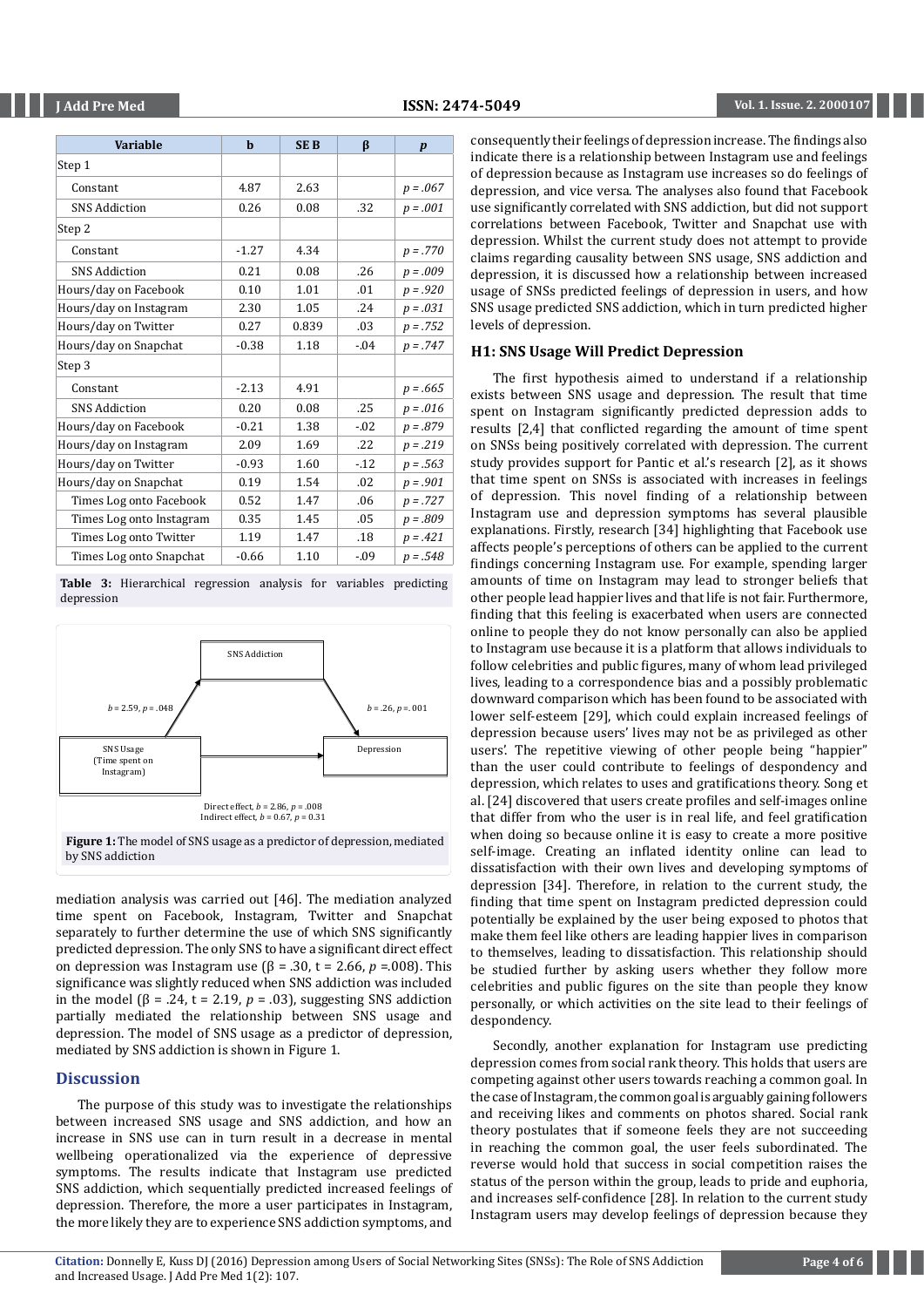| Variable | b | SE B | β | p |
|---|---|---|---|---|
| Step 1 | | | | |
| Constant | 4.87 | 2.63 | | $p = .067$ |
| SNS Addiction | 0.26 | 0.08 | .32 | $p = .001$ |
| Step 2 | | | | |
| Constant | -1.27 | 4.34 | | $p = .770$ |
| SNS Addiction | 0.21 | 0.08 | .26 | $p = .009$ |
| Hours/day on Facebook | 0.10 | 1.01 | .01 | $p = .920$ |
| Hours/day on Instagram | 2.30 | 1.05 | .24 | $p = .031$ |
| Hours/day on Twitter | 0.27 | 0.839 | .03 | $p = .752$ |
| Hours/day on Snapchat | -0.38 | 1.18 | -.04 | $p = .747$ |
| Step 3 | | | | |
| Constant | -2.13 | 4.91 | | $p = .665$ |
| SNS Addiction | 0.20 | 0.08 | .25 | $p = .016$ |
| Hours/day on Facebook | -0.21 | 1.38 | -.02 | $p = .879$ |
| Hours/day on Instagram | 2.09 | 1.69 | .22 | $p = .219$ |
| Hours/day on Twitter | -0.93 | 1.60 | -.12 | $p = .563$ |
| Hours/day on Snapchat | 0.19 | 1.54 | .02 | $p = .901$ |
| Times Log onto Facebook | 0.52 | 1.47 | .06 | $p = .727$ |
| Times Log onto Instagram | 0.35 | 1.45 | .05 | $p = .809$ |
| Times Log onto Twitter | 1.19 | 1.47 | .18 | $p = .421$ |
| Times Log onto Snapchat | -0.66 | 1.10 | -.09 | $p = .548$ |

**Table 3:** Hierarchical regression analysis for variables predicting depression

SNS Addiction

$b = 2.59$, $p = .048$

$b = .26$, $p = .001$

SNS Usage (Time spent on Instagram)

Depression

Direct effect, $b = 2.86$, $p = .008$
Indirect effect, $b = 0.67$, $p = 0.31$

**Figure 1:** The model of SNS usage as a predictor of depression, mediated by SNS addiction

mediation analysis was carried out [46]. The mediation analyzed time spent on Facebook, Instagram, Twitter and Snapchat separately to further determine the use of which SNS significantly predicted depression. The only SNS to have a significant direct effect on depression was Instagram use ($\beta = .30$, $t = 2.66$, $p = .008$). This significance was slightly reduced when SNS addiction was included in the model ($\beta = .24$, $t = 2.19$, $p = .03$), suggesting SNS addiction partially mediated the relationship between SNS usage and depression. The model of SNS usage as a predictor of depression, mediated by SNS addiction is shown in Figure 1.

## Discussion

The purpose of this study was to investigate the relationships between increased SNS usage and SNS addiction, and how an increase in SNS use can in turn result in a decrease in mental wellbeing operationalized via the experience of depressive symptoms. The results indicate that Instagram use predicted SNS addiction, which sequentially predicted increased feelings of depression. Therefore, the more a user participates in Instagram, the more likely they are to experience SNS addiction symptoms, and consequently their feelings of depression increase. The findings also indicate there is a relationship between Instagram use and feelings of depression because as Instagram use increases so do feelings of depression, and vice versa. The analyses also found that Facebook use significantly correlated with SNS addiction, but did not support correlations between Facebook, Twitter and Snapchat use with depression. Whilst the current study does not attempt to provide claims regarding causality between SNS usage, SNS addiction and depression, it is discussed how a relationship between increased usage of SNSs predicted feelings of depression in users, and how SNS usage predicted SNS addiction, which in turn predicted higher levels of depression.

### H1: SNS Usage Will Predict Depression

The first hypothesis aimed to understand if a relationship exists between SNS usage and depression. The result that time spent on Instagram significantly predicted depression adds to results [2,4] that conflicted regarding the amount of time spent on SNSs being positively correlated with depression. The current study provides support for Pantic et al.'s research [2], as it shows that time spent on SNSs is associated with increases in feelings of depression. This novel finding of a relationship between Instagram use and depression symptoms has several plausible explanations. Firstly, research [34] highlighting that Facebook use affects people's perceptions of others can be applied to the current findings concerning Instagram use. For example, spending larger amounts of time on Instagram may lead to stronger beliefs that other people lead happier lives and that life is not fair. Furthermore, finding that this feeling is exacerbated when users are connected online to people they do not know personally can also be applied to Instagram use because it is a platform that allows individuals to follow celebrities and public figures, many of whom lead privileged lives, leading to a correspondence bias and a possibly problematic downward comparison which has been found to be associated with lower self-esteem [29], which could explain increased feelings of depression because users' lives may not be as privileged as other users'. The repetitive viewing of other people being "happier" than the user could contribute to feelings of despondency and depression, which relates to uses and gratifications theory. Song et al. [24] discovered that users create profiles and self-images online that differ from who the user is in real life, and feel gratification when doing so because online it is easy to create a more positive self-image. Creating an inflated identity online can lead to dissatisfaction with their own lives and developing symptoms of depression [34]. Therefore, in relation to the current study, the finding that time spent on Instagram predicted depression could potentially be explained by the user being exposed to photos that make them feel like others are leading happier lives in comparison to themselves, leading to dissatisfaction. This relationship should be studied further by asking users whether they follow more celebrities and public figures on the site than people they know personally, or which activities on the site lead to their feelings of despondency.

Secondly, another explanation for Instagram use predicting depression comes from social rank theory. This holds that users are competing against other users towards reaching a common goal. In the case of Instagram, the common goal is arguably gaining followers and receiving likes and comments on photos shared. Social rank theory postulates that if someone feels they are not succeeding in reaching the common goal, the user feels subordinated. The reverse would hold that success in social competition raises the status of the person within the group, leads to pride and euphoria, and increases self-confidence [28]. In relation to the current study Instagram users may develop feelings of depression because they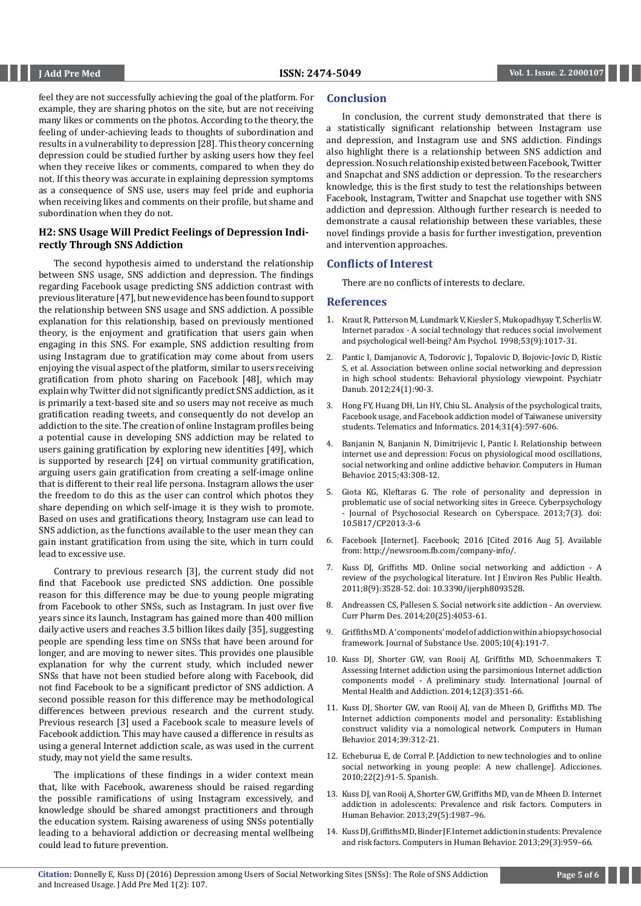feel they are not successfully achieving the goal of the platform. For example, they are sharing photos on the site, but are not receiving many likes or comments on the photos. According to the theory, the feeling of under-achieving leads to thoughts of subordination and results in a vulnerability to depression [28]. This theory concerning depression could be studied further by asking users how they feel when they receive likes or comments, compared to when they do not. If this theory was accurate in explaining depression symptoms as a consequence of SNS use, users may feel pride and euphoria when receiving likes and comments on their profile, but shame and subordination when they do not.

### H2: SNS Usage Will Predict Feelings of Depression Indirectly Through SNS Addiction

The second hypothesis aimed to understand the relationship between SNS usage, SNS addiction and depression. The findings regarding Facebook usage predicting SNS addiction contrast with previous literature [47], but new evidence has been found to support the relationship between SNS usage and SNS addiction. A possible explanation for this relationship, based on previously mentioned theory, is the enjoyment and gratification that users gain when engaging in this SNS. For example, SNS addiction resulting from using Instagram due to gratification may come about from users enjoying the visual aspect of the platform, similar to users receiving gratification from photo sharing on Facebook [48], which may explain why Twitter did not significantly predict SNS addiction, as it is primarily a text-based site and so users may not receive as much gratification reading tweets, and consequently do not develop an addiction to the site. The creation of online Instagram profiles being a potential cause in developing SNS addiction may be related to users gaining gratification by exploring new identities [49], which is supported by research [24] on virtual community gratification, arguing users gain gratification from creating a self-image online that is different to their real life persona. Instagram allows the user the freedom to do this as the user can control which photos they share depending on which self-image it is they wish to promote. Based on uses and gratifications theory, Instagram use can lead to SNS addiction, as the functions available to the user mean they can gain instant gratification from using the site, which in turn could lead to excessive use.

Contrary to previous research [3], the current study did not find that Facebook use predicted SNS addiction. One possible reason for this difference may be due to young people migrating from Facebook to other SNSs, such as Instagram. In just over five years since its launch, Instagram has gained more than 400 million daily active users and reaches 3.5 billion likes daily [35], suggesting people are spending less time on SNSs that have been around for longer, and are moving to newer sites. This provides one plausible explanation for why the current study, which included newer SNSs that have not been studied before along with Facebook, did not find Facebook to be a significant predictor of SNS addiction. A second possible reason for this difference may be methodological differences between previous research and the current study. Previous research [3] used a Facebook scale to measure levels of Facebook addiction. This may have caused a difference in results as using a general Internet addiction scale, as was used in the current study, may not yield the same results.

The implications of these findings in a wider context mean that, like with Facebook, awareness should be raised regarding the possible ramifications of using Instagram excessively, and knowledge should be shared amongst practitioners and through the education system. Raising awareness of using SNSs potentially leading to a behavioral addiction or decreasing mental wellbeing could lead to future prevention.

## Conclusion

In conclusion, the current study demonstrated that there is a statistically significant relationship between Instagram use and depression, and Instagram use and SNS addiction. Findings also highlight there is a relationship between SNS addiction and depression. No such relationship existed between Facebook, Twitter and Snapchat and SNS addiction or depression. To the researchers knowledge, this is the first study to test the relationships between Facebook, Instagram, Twitter and Snapchat use together with SNS addiction and depression. Although further research is needed to demonstrate a causal relationship between these variables, these novel findings provide a basis for further investigation, prevention and intervention approaches.

## Conflicts of Interest

There are no conflicts of interests to declare.

## References

1. Kraut R, Patterson M, Lundmark V, Kiesler S, Mukopadhyay T, Scherlis W. Internet paradox - A social technology that reduces social involvement and psychological well-being? Am Psychol. 1998;53(9):1017-31.
2. Pantic I, Damjanovic A, Todorovic J, Topalovic D, Bojovic-Jovic D, Ristic S, et al. Association between online social networking and depression in high school students: Behavioral physiology viewpoint. Psychiatr Danub. 2012;24(1):90-3.
3. Hong FY, Huang DH, Lin HY, Chiu SL. Analysis of the psychological traits, Facebook usage, and Facebook addiction model of Taiwanese university students. Telematics and Informatics. 2014;31(4):597-606.
4. Banjanin N, Banjanin N, Dimitrijevic I, Pantic I. Relationship between internet use and depression: Focus on physiological mood oscillations, social networking and online addictive behavior. Computers in Human Behavior. 2015;43:308-12.
5. Giota KG, Kleftaras G. The role of personality and depression in problematic use of social networking sites in Greece. Cyberpsychology - Journal of Psychosocial Research on Cyberspace. 2013;7(3). doi: 10.5817/CP2013-3-6
6. Facebook [Internet]. Facebook; 2016 [Cited 2016 Aug 5]. Available from: http://newsroom.fb.com/company-info/.
7. Kuss DJ, Griffiths MD. Online social networking and addiction - A review of the psychological literature. Int J Environ Res Public Health. 2011;8(9):3528-52. doi: 10.3390/ijerph8093528.
8. Andreassen CS, Pallesen S. Social network site addiction - An overview. Curr Pharm Des. 2014;20(25):4053-61.
9. Griffiths MD. A 'components' model of addiction within a biopsychosocial framework. Journal of Substance Use. 2005;10(4):191-7.
10. Kuss DJ, Shorter GW, van Rooij AJ, Griffiths MD, Schoenmakers T. Assessing Internet addiction using the parsimonious Internet addiction components model - A preliminary study. International Journal of Mental Health and Addiction. 2014;12(3):351-66.
11. Kuss DJ, Shorter GW, van Rooij AJ, van de Mheen D, Griffiths MD. The Internet addiction components model and personality: Establishing construct validity via a nomological network. Computers in Human Behavior. 2014;39:312-21.
12. Echeburua E, de Corral P. [Addiction to new technologies and to online social networking in young people: A new challenge]. Adicciones. 2010;22(2):91-5. Spanish.
13. Kuss DJ, van Rooij A, Shorter GW, Griffiths MD, van de Mheen D. Internet addiction in adolescents: Prevalence and risk factors. Computers in Human Behavior. 2013;29(5):1987–96.
14. Kuss DJ, Griffiths MD, Binder JF. Internet addiction in students: Prevalence and risk factors. Computers in Human Behavior. 2013;29(3):959–66.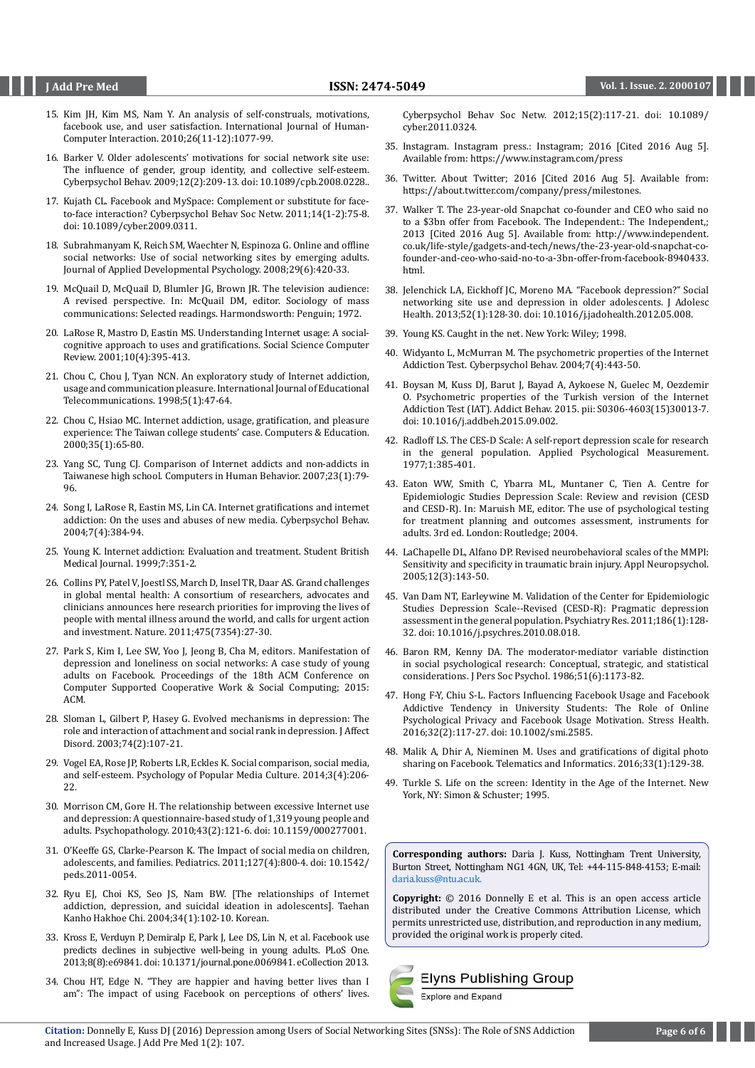15. Kim JH, Kim MS, Nam Y. An analysis of self-construals, motivations, facebook use, and user satisfaction. International Journal of Human-Computer Interaction. 2010;26(11-12):1077-99.

16. Barker V. Older adolescents' motivations for social network site use: The influence of gender, group identity, and collective self-esteem. Cyberpsychol Behav. 2009;12(2):209-13. doi: 10.1089/cpb.2008.0228..

17. Kujath CL. Facebook and MySpace: Complement or substitute for face-to-face interaction? Cyberpsychol Behav Soc Netw. 2011;14(1-2):75-8. doi: 10.1089/cyber.2009.0311.

18. Subrahmanyam K, Reich SM, Waechter N, Espinoza G. Online and offline social networks: Use of social networking sites by emerging adults. Journal of Applied Developmental Psychology. 2008;29(6):420-33.

19. McQuail D, McQuail D, Blumler JG, Brown JR. The television audience: A revised perspective. In: McQuail DM, editor. Sociology of mass communications: Selected readings. Harmondsworth: Penguin; 1972.

20. LaRose R, Mastro D, Eastin MS. Understanding Internet usage: A social-cognitive approach to uses and gratifications. Social Science Computer Review. 2001;10(4):395-413.

21. Chou C, Chou J, Tyan NCN. An exploratory study of Internet addiction, usage and communication pleasure. International Journal of Educational Telecommunications. 1998;5(1):47-64.

22. Chou C, Hsiao MC. Internet addiction, usage, gratification, and pleasure experience: The Taiwan college students' case. Computers & Education. 2000;35(1):65-80.

23. Yang SC, Tung CJ. Comparison of Internet addicts and non-addicts in Taiwanese high school. Computers in Human Behavior. 2007;23(1):79-96.

24. Song I, LaRose R, Eastin MS, Lin CA. Internet gratifications and internet addiction: On the uses and abuses of new media. Cyberpsychol Behav. 2004;7(4):384-94.

25. Young K. Internet addiction: Evaluation and treatment. Student British Medical Journal. 1999;7:351-2.

26. Collins PY, Patel V, Joestl SS, March D, Insel TR, Daar AS. Grand challenges in global mental health: A consortium of researchers, advocates and clinicians announces here research priorities for improving the lives of people with mental illness around the world, and calls for urgent action and investment. Nature. 2011;475(7354):27-30.

27. Park S, Kim I, Lee SW, Yoo J, Jeong B, Cha M, editors. Manifestation of depression and loneliness on social networks: A case study of young adults on Facebook. Proceedings of the 18th ACM Conference on Computer Supported Cooperative Work & Social Computing; 2015: ACM.

28. Sloman L, Gilbert P, Hasey G. Evolved mechanisms in depression: The role and interaction of attachment and social rank in depression. J Affect Disord. 2003;74(2):107-21.

29. Vogel EA, Rose JP, Roberts LR, Eckles K. Social comparison, social media, and self-esteem. Psychology of Popular Media Culture. 2014;3(4):206-22.

30. Morrison CM, Gore H. The relationship between excessive Internet use and depression: A questionnaire-based study of 1,319 young people and adults. Psychopathology. 2010;43(2):121-6. doi: 10.1159/000277001.

31. O'Keeffe GS, Clarke-Pearson K. The Impact of social media on children, adolescents, and families. Pediatrics. 2011;127(4):800-4. doi: 10.1542/peds.2011-0054.

32. Ryu EJ, Choi KS, Seo JS, Nam BW. [The relationships of Internet addiction, depression, and suicidal ideation in adolescents]. Taehan Kanho Hakhoe Chi. 2004;34(1):102-10. Korean.

33. Kross E, Verduyn P, Demiralp E, Park J, Lee DS, Lin N, et al. Facebook use predicts declines in subjective well-being in young adults. PLoS One. 2013;8(8):e69841. doi: 10.1371/journal.pone.0069841. eCollection 2013.

34. Chou HT, Edge N. "They are happier and having better lives than I am": The impact of using Facebook on perceptions of others' lives. Cyberpsychol Behav Soc Netw. 2012;15(2):117-21. doi: 10.1089/cyber.2011.0324.

35. Instagram. Instagram press.: Instagram; 2016 [Cited 2016 Aug 5]. Available from: https://www.instagram.com/press

36. Twitter. About Twitter; 2016 [Cited 2016 Aug 5]. Available from: https://about.twitter.com/company/press/milestones.

37. Walker T. The 23-year-old Snapchat co-founder and CEO who said no to a $3bn offer from Facebook. The Independent.: The Independent,; 2013 [Cited 2016 Aug 5]. Available from: http://www.independent.co.uk/life-style/gadgets-and-tech/news/the-23-year-old-snapchat-co-founder-and-ceo-who-said-no-to-a-3bn-offer-from-facebook-8940433.html.

38. Jelenchick LA, Eickhoff JC, Moreno MA. "Facebook depression?" Social networking site use and depression in older adolescents. J Adolesc Health. 2013;52(1):128-30. doi: 10.1016/j.jadohealth.2012.05.008.

39. Young KS. Caught in the net. New York: Wiley; 1998.

40. Widyanto L, McMurran M. The psychometric properties of the Internet Addiction Test. Cyberpsychol Behav. 2004;7(4):443-50.

41. Boysan M, Kuss DJ, Barut J, Bayad A, Aykoese N, Guelec M, Oezdemir O. Psychometric properties of the Turkish version of the Internet Addiction Test (IAT). Addict Behav. 2015. pii: S0306-4603(15)30013-7. doi: 10.1016/j.addbeh.2015.09.002.

42. Radloff LS. The CES-D Scale: A self-report depression scale for research in the general population. Applied Psychological Measurement. 1977;1:385-401.

43. Eaton WW, Smith C, Ybarra ML, Muntaner C, Tien A. Centre for Epidemiologic Studies Depression Scale: Review and revision (CESD and CESD-R). In: Maruish ME, editor. The use of psychological testing for treatment planning and outcomes assessment, instruments for adults. 3rd ed. London: Routledge; 2004.

44. LaChapelle DL, Alfano DP. Revised neurobehavioral scales of the MMPI: Sensitivity and specificity in traumatic brain injury. Appl Neuropsychol. 2005;12(3):143-50.

45. Van Dam NT, Earleywine M. Validation of the Center for Epidemiologic Studies Depression Scale--Revised (CESD-R): Pragmatic depression assessment in the general population. Psychiatry Res. 2011;186(1):128-32. doi: 10.1016/j.psychres.2010.08.018.

46. Baron RM, Kenny DA. The moderator-mediator variable distinction in social psychological research: Conceptual, strategic, and statistical considerations. J Pers Soc Psychol. 1986;51(6):1173-82.

47. Hong F-Y, Chiu S-L. Factors Influencing Facebook Usage and Facebook Addictive Tendency in University Students: The Role of Online Psychological Privacy and Facebook Usage Motivation. Stress Health. 2016;32(2):117-27. doi: 10.1002/smi.2585.

48. Malik A, Dhir A, Nieminen M. Uses and gratifications of digital photo sharing on Facebook. Telematics and Informatics. 2016;33(1):129-38.

49. Turkle S. Life on the screen: Identity in the Age of the Internet. New York, NY: Simon & Schuster; 1995.

**Corresponding authors:** Daria J. Kuss, Nottingham Trent University, Burton Street, Nottingham NG1 4GN, UK, Tel: +44-115-848-4153; E-mail: daria.kuss@ntu.ac.uk.

**Copyright:** © 2016 Donnelly E et al. This is an open access article distributed under the Creative Commons Attribution License, which permits unrestricted use, distribution, and reproduction in any medium, provided the original work is properly cited.

Elyns Publishing Group
Explore and Expand

**Citation:** Donnelly E, Kuss DJ (2016) Depression among Users of Social Networking Sites (SNSs): The Role of SNS Addiction and Increased Usage. J Add Pre Med 1(2): 107.